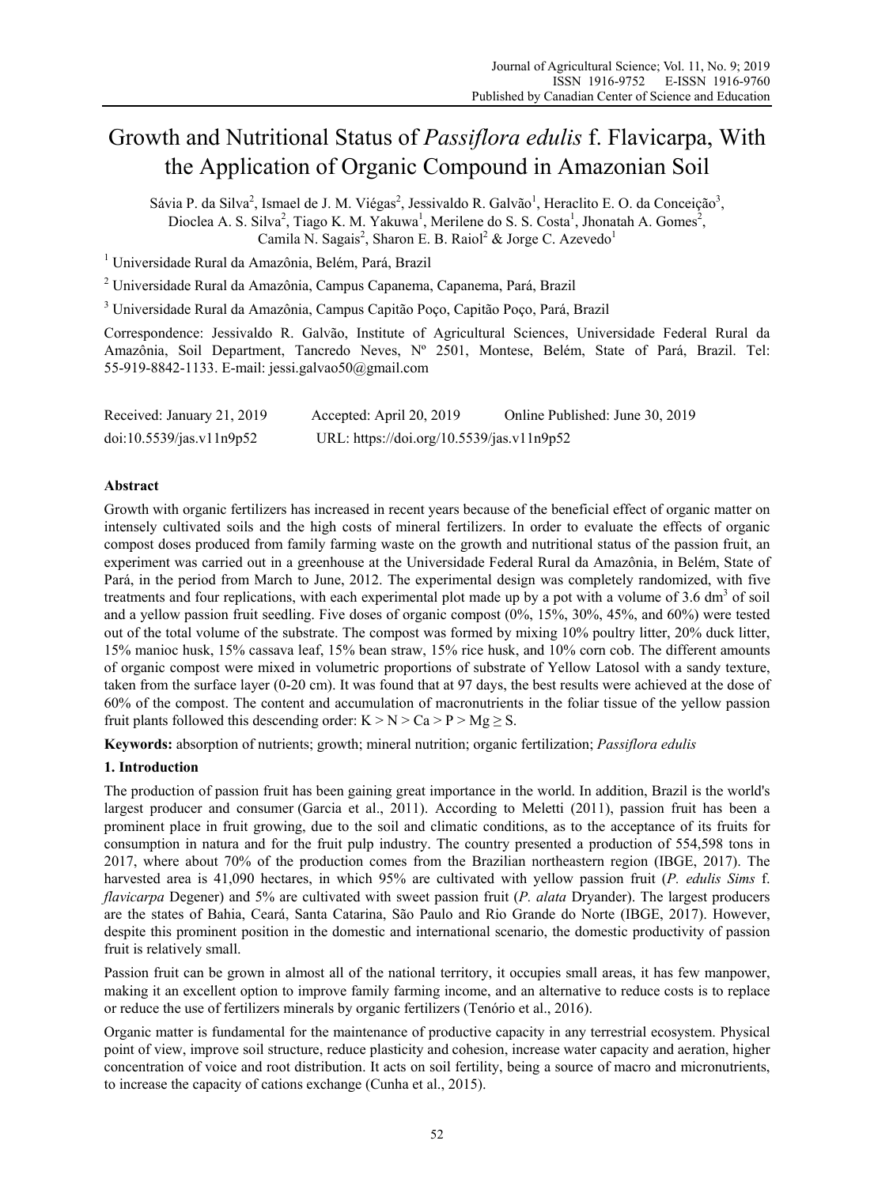# Growth and Nutritional Status of *Passiflora edulis* f. Flavicarpa, With the Application of Organic Compound in Amazonian Soil

Sávia P. da Silva[2], Ismael de J. M. Viégas[2], Jessivaldo R. Galvão[1], Heraclito E. O. da Conceição[3], Dioclea A. S. Silva[2], Tiago K. M. Yakuwa[1], Merilene do S. S. Costa[1], Jhonatah A. Gomes[2], Camila N. Sagais[2], Sharon E. B. Raiol[2] & Jorge C. Azevedo[1]

[1] Universidade Rural da Amazônia, Belém, Pará, Brazil

[2] Universidade Rural da Amazônia, Campus Capanema, Capanema, Pará, Brazil

[3] Universidade Rural da Amazônia, Campus Capitão Poço, Capitão Poço, Pará, Brazil

Correspondence: Jessivaldo R. Galvão, Institute of Agricultural Sciences, Universidade Federal Rural da Amazônia, Soil Department, Tancredo Neves, Nº 2501, Montese, Belém, State of Pará, Brazil. Tel: 55-919-8842-1133. E-mail: jessi.galvao50@gmail.com

Received: January 21, 2019 Accepted: April 20, 2019 Online Published: June 30, 2019

doi:10.5539/jas.v11n9p52 URL: https://doi.org/10.5539/jas.v11n9p52

## Abstract

Growth with organic fertilizers has increased in recent years because of the beneficial effect of organic matter on intensely cultivated soils and the high costs of mineral fertilizers. In order to evaluate the effects of organic compost doses produced from family farming waste on the growth and nutritional status of the passion fruit, an experiment was carried out in a greenhouse at the Universidade Federal Rural da Amazônia, in Belém, State of Pará, in the period from March to June, 2012. The experimental design was completely randomized, with five treatments and four replications, with each experimental plot made up by a pot with a volume of 3.6 $dm^3$ of soil and a yellow passion fruit seedling. Five doses of organic compost (0%, 15%, 30%, 45%, and 60%) were tested out of the total volume of the substrate. The compost was formed by mixing 10% poultry litter, 20% duck litter, 15% manioc husk, 15% cassava leaf, 15% bean straw, 15% rice husk, and 10% corn cob. The different amounts of organic compost were mixed in volumetric proportions of substrate of Yellow Latosol with a sandy texture, taken from the surface layer (0-20 cm). It was found that at 97 days, the best results were achieved at the dose of 60% of the compost. The content and accumulation of macronutrients in the foliar tissue of the yellow passion fruit plants followed this descending order: K > N > Ca > P > Mg ≥ S.

**Keywords:** absorption of nutrients; growth; mineral nutrition; organic fertilization; *Passiflora edulis*

## 1. Introduction

The production of passion fruit has been gaining great importance in the world. In addition, Brazil is the world's largest producer and consumer (Garcia et al., 2011). According to Meletti (2011), passion fruit has been a prominent place in fruit growing, due to the soil and climatic conditions, as to the acceptance of its fruits for consumption in natura and for the fruit pulp industry. The country presented a production of 554,598 tons in 2017, where about 70% of the production comes from the Brazilian northeastern region (IBGE, 2017). The harvested area is 41,090 hectares, in which 95% are cultivated with yellow passion fruit (*P. edulis Sims* f. *flavicarpa* Degener) and 5% are cultivated with sweet passion fruit (*P. alata* Dryander). The largest producers are the states of Bahia, Ceará, Santa Catarina, São Paulo and Rio Grande do Norte (IBGE, 2017). However, despite this prominent position in the domestic and international scenario, the domestic productivity of passion fruit is relatively small.

Passion fruit can be grown in almost all of the national territory, it occupies small areas, it has few manpower, making it an excellent option to improve family farming income, and an alternative to reduce costs is to replace or reduce the use of fertilizers minerals by organic fertilizers (Tenório et al., 2016).

Organic matter is fundamental for the maintenance of productive capacity in any terrestrial ecosystem. Physical point of view, improve soil structure, reduce plasticity and cohesion, increase water capacity and aeration, higher concentration of voice and root distribution. It acts on soil fertility, being a source of macro and micronutrients, to increase the capacity of cations exchange (Cunha et al., 2015).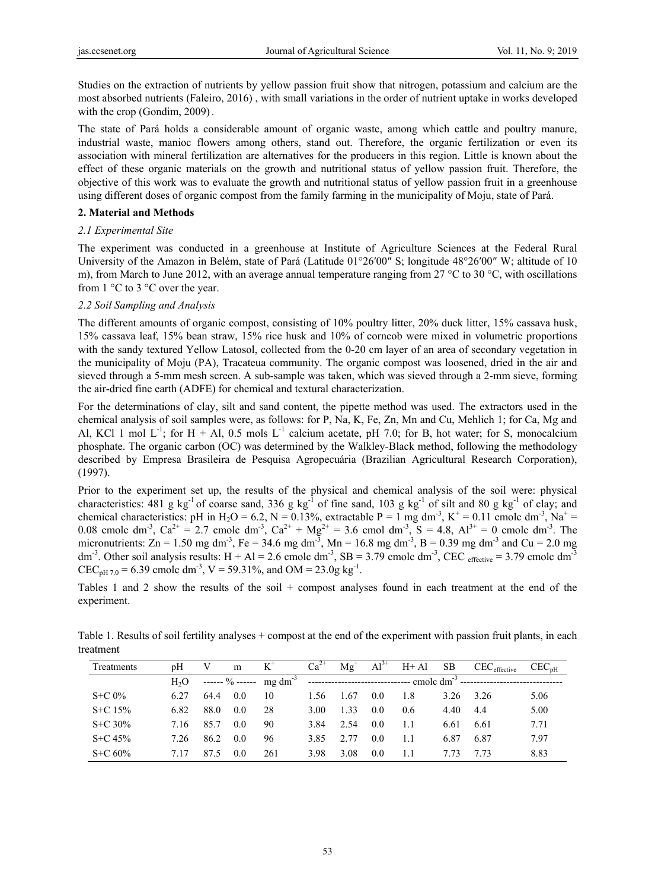Studies on the extraction of nutrients by yellow passion fruit show that nitrogen, potassium and calcium are the most absorbed nutrients (Faleiro, 2016) , with small variations in the order of nutrient uptake in works developed with the crop (Gondim, 2009).

The state of Pará holds a considerable amount of organic waste, among which cattle and poultry manure, industrial waste, manioc flowers among others, stand out. Therefore, the organic fertilization or even its association with mineral fertilization are alternatives for the producers in this region. Little is known about the effect of these organic materials on the growth and nutritional status of yellow passion fruit. Therefore, the objective of this work was to evaluate the growth and nutritional status of yellow passion fruit in a greenhouse using different doses of organic compost from the family farming in the municipality of Moju, state of Pará.

## 2. Material and Methods

### *2.1 Experimental Site*

The experiment was conducted in a greenhouse at Institute of Agriculture Sciences at the Federal Rural University of the Amazon in Belém, state of Pará (Latitude 01°26′00″ S; longitude 48°26′00″ W; altitude of 10 m), from March to June 2012, with an average annual temperature ranging from 27 °C to 30 °C, with oscillations from 1 °C to 3 °C over the year.

### *2.2 Soil Sampling and Analysis*

The different amounts of organic compost, consisting of 10% poultry litter, 20% duck litter, 15% cassava husk, 15% cassava leaf, 15% bean straw, 15% rice husk and 10% of corncob were mixed in volumetric proportions with the sandy textured Yellow Latosol, collected from the 0-20 cm layer of an area of secondary vegetation in the municipality of Moju (PA), Tracateua community. The organic compost was loosened, dried in the air and sieved through a 5-mm mesh screen. A sub-sample was taken, which was sieved through a 2-mm sieve, forming the air-dried fine earth (ADFE) for chemical and textural characterization.

For the determinations of clay, silt and sand content, the pipette method was used. The extractors used in the chemical analysis of soil samples were, as follows: for P, Na, K, Fe, Zn, Mn and Cu, Mehlich 1; for Ca, Mg and Al, KCl 1 mol $L^{-1}$; for H + Al, 0.5 mols $L^{-1}$ calcium acetate, pH 7.0; for B, hot water; for S, monocalcium phosphate. The organic carbon (OC) was determined by the Walkley-Black method, following the methodology described by Empresa Brasileira de Pesquisa Agropecuária (Brazilian Agricultural Research Corporation), (1997).

Prior to the experiment set up, the results of the physical and chemical analysis of the soil were: physical characteristics: 481 g $kg^{-1}$ of coarse sand, 336 g $kg^{-1}$ of fine sand, 103 g $kg^{-1}$ of silt and 80 g $kg^{-1}$ of clay; and chemical characteristics: pH in $H_2O$ = 6.2, N = 0.13%, extractable P = 1 mg $dm^{-3}$, $K^+$ = 0.11 cmolc $dm^{-3}$, $Na^+$ = 0.08 cmolc $dm^{-3}$, $Ca^{2+}$ = 2.7 cmolc $dm^{-3}$, $Ca^{2+}$ + $Mg^{2+}$ = 3.6 cmol $dm^{-3}$, S = 4.8, $Al^{3+}$ = 0 cmolc $dm^{-3}$. The micronutrients: Zn = 1.50 mg $dm^{-3}$, Fe = 34.6 mg $dm^{-3}$, Mn = 16.8 mg $dm^{-3}$, B = 0.39 mg $dm^{-3}$ and Cu = 2.0 mg $dm^{-3}$. Other soil analysis results: H + Al = 2.6 cmolc $dm^{-3}$, SB = 3.79 cmolc $dm^{-3}$, $CEC_{effective}$ = 3.79 cmolc $dm^{-3}$ $CEC_{pH\ 7.0}$ = 6.39 cmolc $dm^{-3}$, V = 59.31%, and OM = 23.0g $kg^{-1}$.

Tables 1 and 2 show the results of the soil + compost analyses found in each treatment at the end of the experiment.

Table 1. Results of soil fertility analyses + compost at the end of the experiment with passion fruit plants, in each treatment

| Treatments | pH | V | m | $K^+$ | $Ca^{2+}$ | $Mg^+$ | $Al^{3+}$ | H+ Al | SB | $CEC_{effective}$ | $CEC_{pH}$ |
|---|---|---|---|---|---|---|---|---|---|---|---|
| | $H_2O$ | ------ % ------ | | mg $dm^{-3}$ | ------------------------------- cmolc $dm^{-3}$ ------------------------------- | | | | | | |
| S+C 0% | 6.27 | 64.4 | 0.0 | 10 | 1.56 | 1.67 | 0.0 | 1.8 | 3.26 | 3.26 | 5.06 |
| S+C 15% | 6.82 | 88.0 | 0.0 | 28 | 3.00 | 1.33 | 0.0 | 0.6 | 4.40 | 4.4 | 5.00 |
| S+C 30% | 7.16 | 85.7 | 0.0 | 90 | 3.84 | 2.54 | 0.0 | 1.1 | 6.61 | 6.61 | 7.71 |
| S+C 45% | 7.26 | 86.2 | 0.0 | 96 | 3.85 | 2.77 | 0.0 | 1.1 | 6.87 | 6.87 | 7.97 |
| S+C 60% | 7.17 | 87.5 | 0.0 | 261 | 3.98 | 3.08 | 0.0 | 1.1 | 7.73 | 7.73 | 8.83 |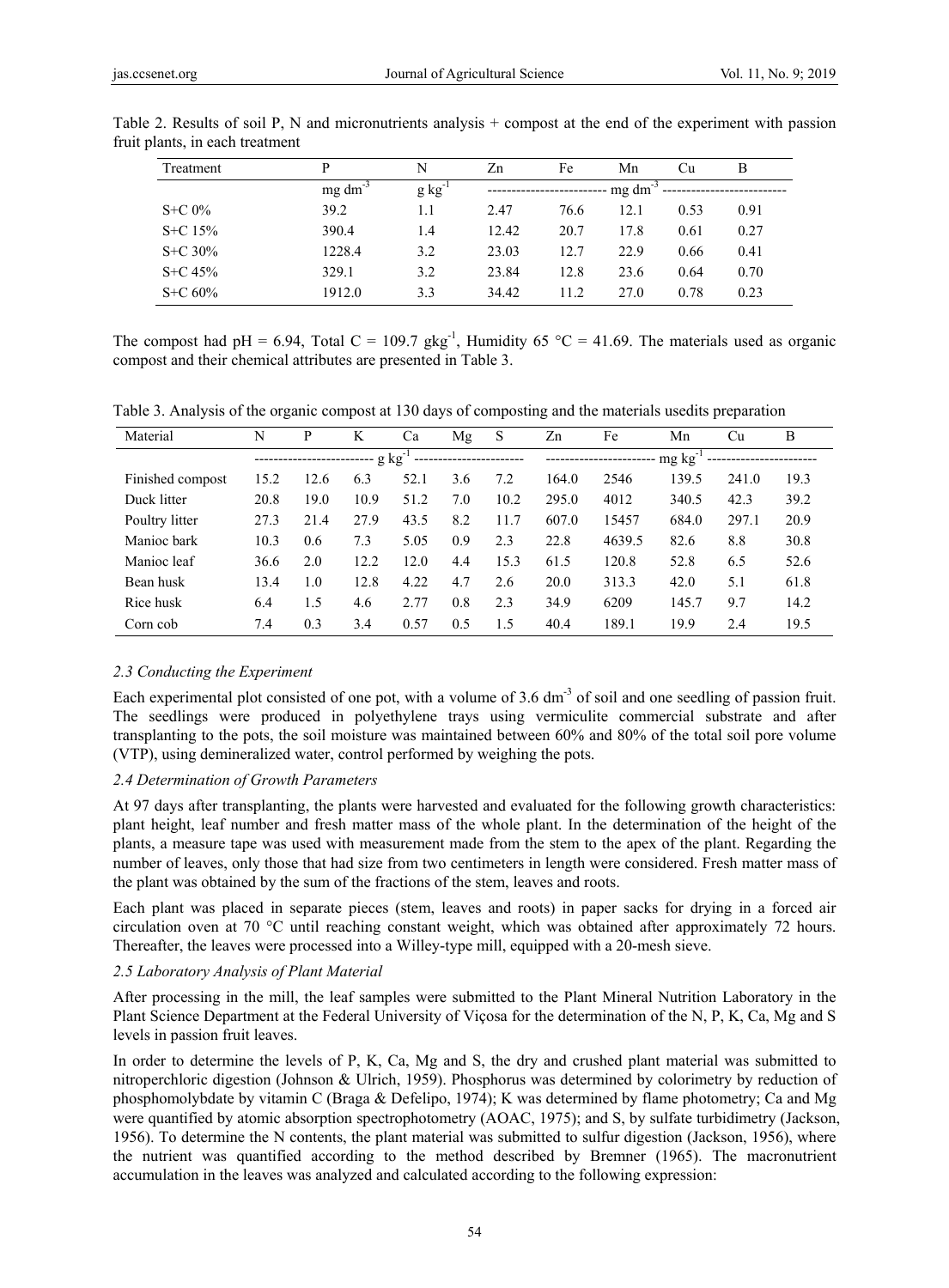Table 2. Results of soil P, N and micronutrients analysis + compost at the end of the experiment with passion fruit plants, in each treatment

| Treatment | P | N | Zn | Fe | Mn | Cu | B |
|---|---|---|---|---|---|---|---|
| | mg dm$^{-3}$ | g kg$^{-1}$ | ------------------------- mg dm$^{-3}$ ------------------------- | | | | |
| S+C 0% | 39.2 | 1.1 | 2.47 | 76.6 | 12.1 | 0.53 | 0.91 |
| S+C 15% | 390.4 | 1.4 | 12.42 | 20.7 | 17.8 | 0.61 | 0.27 |
| S+C 30% | 1228.4 | 3.2 | 23.03 | 12.7 | 22.9 | 0.66 | 0.41 |
| S+C 45% | 329.1 | 3.2 | 23.84 | 12.8 | 23.6 | 0.64 | 0.70 |
| S+C 60% | 1912.0 | 3.3 | 34.42 | 11.2 | 27.0 | 0.78 | 0.23 |

The compost had pH = 6.94, Total C = 109.7 gkg$^{-1}$, Humidity 65 °C = 41.69. The materials used as organic compost and their chemical attributes are presented in Table 3.

Table 3. Analysis of the organic compost at 130 days of composting and the materials usedits preparation

| Material | N | P | K | Ca | Mg | S | Zn | Fe | Mn | Cu | B |
|---|---|---|---|---|---|---|---|---|---|---|---|
| | ------------------------- g kg$^{-1}$ ------------------------- | | | | | | ------------------------- mg kg$^{-1}$ ------------------------- | | | | |
| Finished compost | 15.2 | 12.6 | 6.3 | 52.1 | 3.6 | 7.2 | 164.0 | 2546 | 139.5 | 241.0 | 19.3 |
| Duck litter | 20.8 | 19.0 | 10.9 | 51.2 | 7.0 | 10.2 | 295.0 | 4012 | 340.5 | 42.3 | 39.2 |
| Poultry litter | 27.3 | 21.4 | 27.9 | 43.5 | 8.2 | 11.7 | 607.0 | 15457 | 684.0 | 297.1 | 20.9 |
| Manioc bark | 10.3 | 0.6 | 7.3 | 5.05 | 0.9 | 2.3 | 22.8 | 4639.5 | 82.6 | 8.8 | 30.8 |
| Manioc leaf | 36.6 | 2.0 | 12.2 | 12.0 | 4.4 | 15.3 | 61.5 | 120.8 | 52.8 | 6.5 | 52.6 |
| Bean husk | 13.4 | 1.0 | 12.8 | 4.22 | 4.7 | 2.6 | 20.0 | 313.3 | 42.0 | 5.1 | 61.8 |
| Rice husk | 6.4 | 1.5 | 4.6 | 2.77 | 0.8 | 2.3 | 34.9 | 6209 | 145.7 | 9.7 | 14.2 |
| Corn cob | 7.4 | 0.3 | 3.4 | 0.57 | 0.5 | 1.5 | 40.4 | 189.1 | 19.9 | 2.4 | 19.5 |

### *2.3 Conducting the Experiment*

Each experimental plot consisted of one pot, with a volume of 3.6 dm$^{-3}$ of soil and one seedling of passion fruit. The seedlings were produced in polyethylene trays using vermiculite commercial substrate and after transplanting to the pots, the soil moisture was maintained between 60% and 80% of the total soil pore volume (VTP), using demineralized water, control performed by weighing the pots.

### *2.4 Determination of Growth Parameters*

At 97 days after transplanting, the plants were harvested and evaluated for the following growth characteristics: plant height, leaf number and fresh matter mass of the whole plant. In the determination of the height of the plants, a measure tape was used with measurement made from the stem to the apex of the plant. Regarding the number of leaves, only those that had size from two centimeters in length were considered. Fresh matter mass of the plant was obtained by the sum of the fractions of the stem, leaves and roots.

Each plant was placed in separate pieces (stem, leaves and roots) in paper sacks for drying in a forced air circulation oven at 70 °C until reaching constant weight, which was obtained after approximately 72 hours. Thereafter, the leaves were processed into a Willey-type mill, equipped with a 20-mesh sieve.

### *2.5 Laboratory Analysis of Plant Material*

After processing in the mill, the leaf samples were submitted to the Plant Mineral Nutrition Laboratory in the Plant Science Department at the Federal University of Viçosa for the determination of the N, P, K, Ca, Mg and S levels in passion fruit leaves.

In order to determine the levels of P, K, Ca, Mg and S, the dry and crushed plant material was submitted to nitroperchloric digestion (Johnson & Ulrich, 1959). Phosphorus was determined by colorimetry by reduction of phosphomolybdate by vitamin C (Braga & Defelipo, 1974); K was determined by flame photometry; Ca and Mg were quantified by atomic absorption spectrophotometry (AOAC, 1975); and S, by sulfate turbidimetry (Jackson, 1956). To determine the N contents, the plant material was submitted to sulfur digestion (Jackson, 1956), where the nutrient was quantified according to the method described by Bremner (1965). The macronutrient accumulation in the leaves was analyzed and calculated according to the following expression: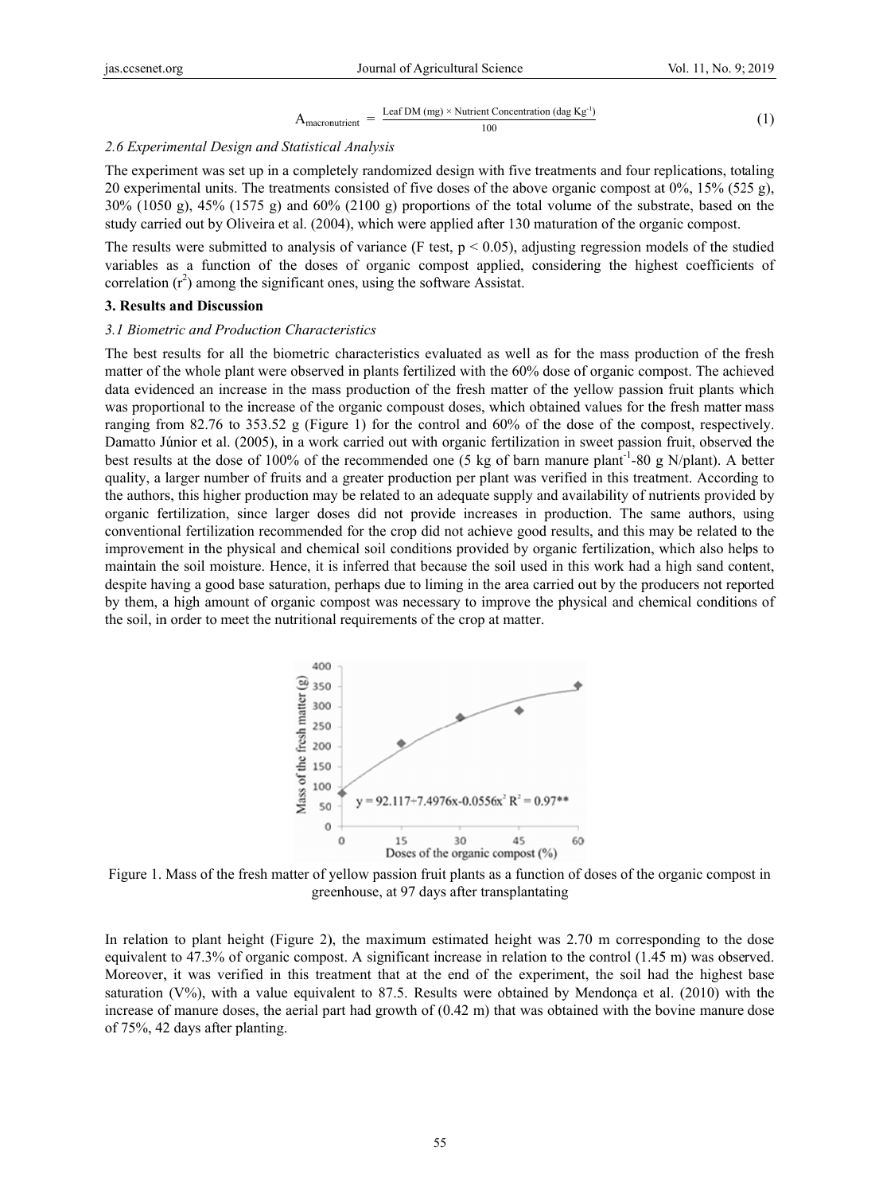$$A_{macronutrient} = \frac{\text{Leaf DM (mg)} \times \text{Nutrient Concentration (dag Kg}^{-1}\text{)}}{100} \quad (1)$$

### 2.6 Experimental Design and Statistical Analysis

The experiment was set up in a completely randomized design with five treatments and four replications, totaling 20 experimental units. The treatments consisted of five doses of the above organic compost at 0%, 15% (525 g), 30% (1050 g), 45% (1575 g) and 60% (2100 g) proportions of the total volume of the substrate, based on the study carried out by Oliveira et al. (2004), which were applied after 130 maturation of the organic compost.

The results were submitted to analysis of variance (F test, $p < 0.05$), adjusting regression models of the studied variables as a function of the doses of organic compost applied, considering the highest coefficients of correlation ($r^2$) among the significant ones, using the software Assistat.

## 3. Results and Discussion

### 3.1 Biometric and Production Characteristics

The best results for all the biometric characteristics evaluated as well as for the mass production of the fresh matter of the whole plant were observed in plants fertilized with the 60% dose of organic compost. The achieved data evidenced an increase in the mass production of the fresh matter of the yellow passion fruit plants which was proportional to the increase of the organic compost doses, which obtained values for the fresh matter mass ranging from 82.76 to 353.52 g (Figure 1) for the control and 60% of the dose of the compost, respectively. Damatto Júnior et al. (2005), in a work carried out with organic fertilization in sweet passion fruit, observed the best results at the dose of 100% of the recommended one (5 kg of barn manure plant$^{-1}$-80 g N/plant). A better quality, a larger number of fruits and a greater production per plant was verified in this treatment. According to the authors, this higher production may be related to an adequate supply and availability of nutrients provided by organic fertilization, since larger doses did not provide increases in production. The same authors, using conventional fertilization recommended for the crop did not achieve good results, and this may be related to the improvement in the physical and chemical soil conditions provided by organic fertilization, which also helps to maintain the soil moisture. Hence, it is inferred that because the soil used in this work had a high sand content, despite having a good base saturation, perhaps due to liming in the area carried out by the producers not reported by them, a high amount of organic compost was necessary to improve the physical and chemical conditions of the soil, in order to meet the nutritional requirements of the crop at matter.

Figure 1. Mass of the fresh matter of yellow passion fruit plants as a function of doses of the organic compost in greenhouse, at 97 days after transplantating

In relation to plant height (Figure 2), the maximum estimated height was 2.70 m corresponding to the dose equivalent to 47.3% of organic compost. A significant increase in relation to the control (1.45 m) was observed. Moreover, it was verified in this treatment that at the end of the experiment, the soil had the highest base saturation (V%), with a value equivalent to 87.5. Results were obtained by Mendonça et al. (2010) with the increase of manure doses, the aerial part had growth of (0.42 m) that was obtained with the bovine manure dose of 75%, 42 days after planting.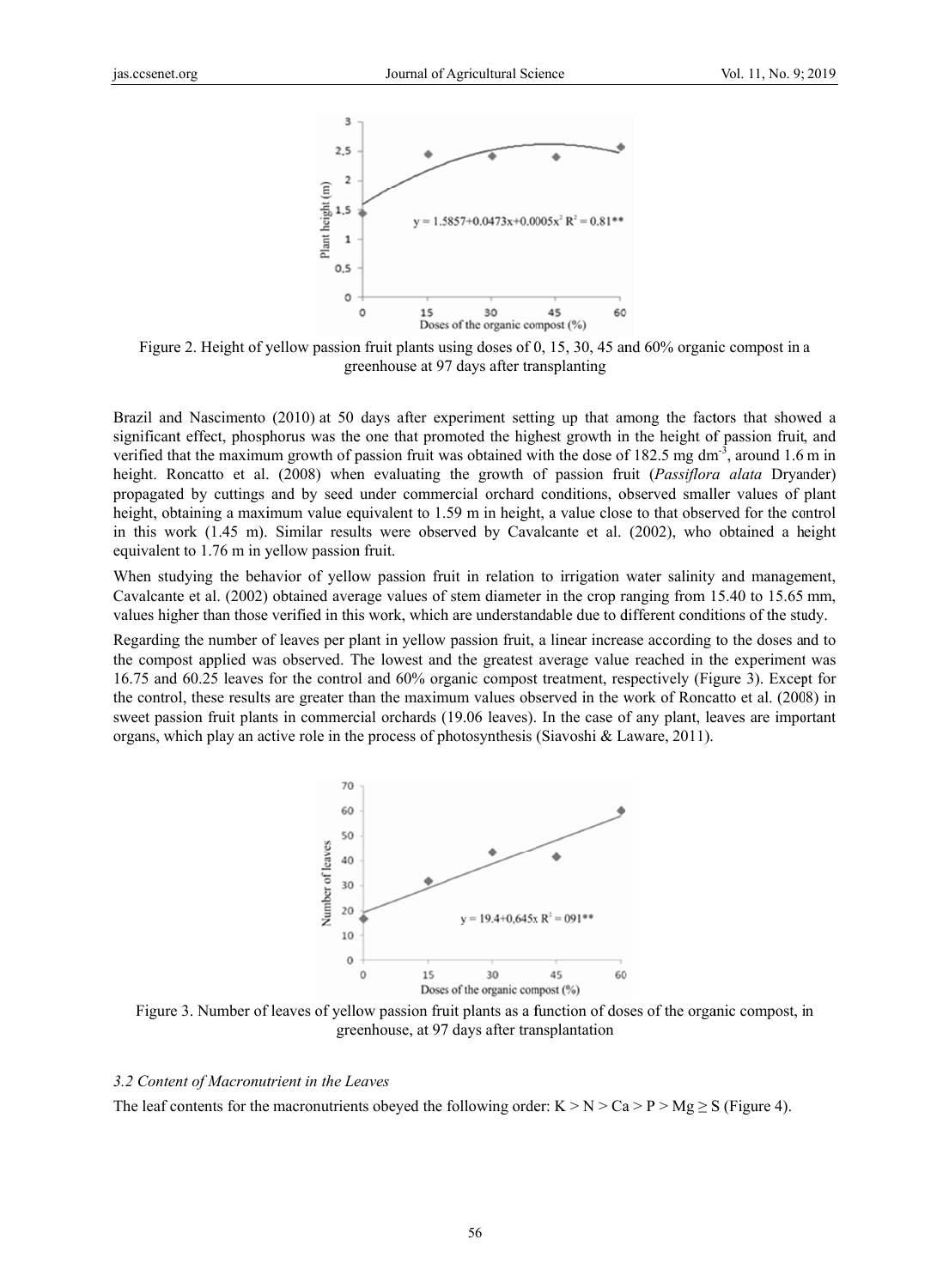Figure 2. Height of yellow passion fruit plants using doses of 0, 15, 30, 45 and 60% organic compost in a greenhouse at 97 days after transplanting

Brazil and Nascimento (2010) at 50 days after experiment setting up that among the factors that showed a significant effect, phosphorus was the one that promoted the highest growth in the height of passion fruit, and verified that the maximum growth of passion fruit was obtained with the dose of 182.5 mg $dm^{-3}$, around 1.6 m in height. Roncatto et al. (2008) when evaluating the growth of passion fruit (*Passiflora alata* Dryander) propagated by cuttings and by seed under commercial orchard conditions, observed smaller values of plant height, obtaining a maximum value equivalent to 1.59 m in height, a value close to that observed for the control in this work (1.45 m). Similar results were observed by Cavalcante et al. (2002), who obtained a height equivalent to 1.76 m in yellow passion fruit.

When studying the behavior of yellow passion fruit in relation to irrigation water salinity and management, Cavalcante et al. (2002) obtained average values of stem diameter in the crop ranging from 15.40 to 15.65 mm, values higher than those verified in this work, which are understandable due to different conditions of the study.

Regarding the number of leaves per plant in yellow passion fruit, a linear increase according to the doses and to the compost applied was observed. The lowest and the greatest average value reached in the experiment was 16.75 and 60.25 leaves for the control and 60% organic compost treatment, respectively (Figure 3). Except for the control, these results are greater than the maximum values observed in the work of Roncatto et al. (2008) in sweet passion fruit plants in commercial orchards (19.06 leaves). In the case of any plant, leaves are important organs, which play an active role in the process of photosynthesis (Siavoshi & Laware, 2011).

Figure 3. Number of leaves of yellow passion fruit plants as a function of doses of the organic compost, in greenhouse, at 97 days after transplantation

### 3.2 Content of Macronutrient in the Leaves

The leaf contents for the macronutrients obeyed the following order: K > N > Ca > P > Mg ≥ S (Figure 4).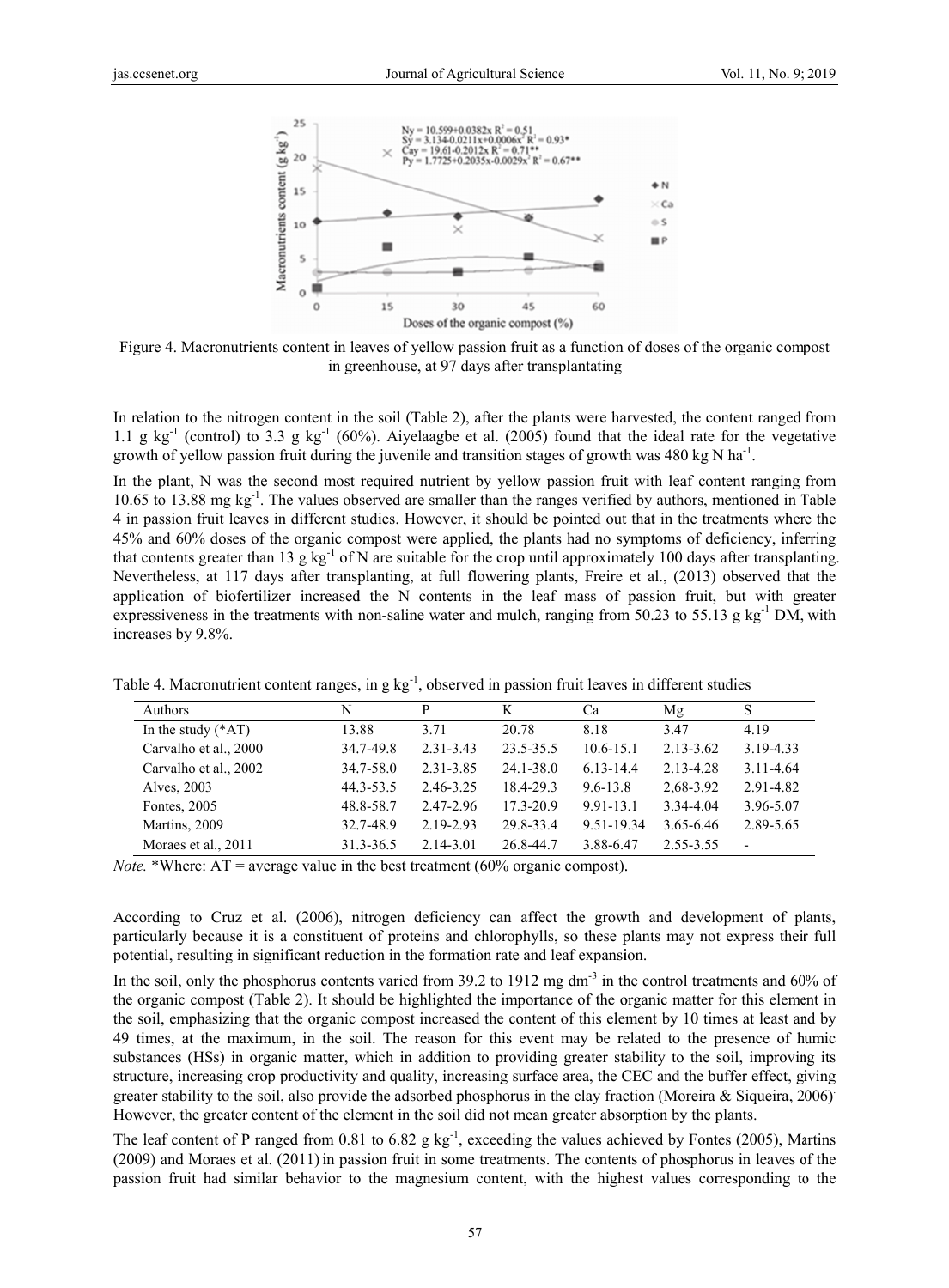Figure 4. Macronutrients content in leaves of yellow passion fruit as a function of doses of the organic compost in greenhouse, at 97 days after transplantating

In relation to the nitrogen content in the soil (Table 2), after the plants were harvested, the content ranged from 1.1 g $kg^{-1}$ (control) to 3.3 g $kg^{-1}$ (60%). Aiyelaagbe et al. (2005) found that the ideal rate for the vegetative growth of yellow passion fruit during the juvenile and transition stages of growth was 480 kg N $ha^{-1}$.

In the plant, N was the second most required nutrient by yellow passion fruit with leaf content ranging from 10.65 to 13.88 mg $kg^{-1}$. The values observed are smaller than the ranges verified by authors, mentioned in Table 4 in passion fruit leaves in different studies. However, it should be pointed out that in the treatments where the 45% and 60% doses of the organic compost were applied, the plants had no symptoms of deficiency, inferring that contents greater than 13 g $kg^{-1}$ of N are suitable for the crop until approximately 100 days after transplanting. Nevertheless, at 117 days after transplanting, at full flowering plants, Freire et al., (2013) observed that the application of biofertilizer increased the N contents in the leaf mass of passion fruit, but with greater expressiveness in the treatments with non-saline water and mulch, ranging from 50.23 to 55.13 g $kg^{-1}$ DM, with increases by 9.8%.

Table 4. Macronutrient content ranges, in g $kg^{-1}$, observed in passion fruit leaves in different studies

| Authors | N | P | K | Ca | Mg | S |
|---|---|---|---|---|---|---|
| In the study (*AT) | 13.88 | 3.71 | 20.78 | 8.18 | 3.47 | 4.19 |
| Carvalho et al., 2000 | 34.7-49.8 | 2.31-3.43 | 23.5-35.5 | 10.6-15.1 | 2.13-3.62 | 3.19-4.33 |
| Carvalho et al., 2002 | 34.7-58.0 | 2.31-3.85 | 24.1-38.0 | 6.13-14.4 | 2.13-4.28 | 3.11-4.64 |
| Alves, 2003 | 44.3-53.5 | 2.46-3.25 | 18.4-29.3 | 9.6-13.8 | 2,68-3.92 | 2.91-4.82 |
| Fontes, 2005 | 48.8-58.7 | 2.47-2.96 | 17.3-20.9 | 9.91-13.1 | 3.34-4.04 | 3.96-5.07 |
| Martins, 2009 | 32.7-48.9 | 2.19-2.93 | 29.8-33.4 | 9.51-19.34 | 3.65-6.46 | 2.89-5.65 |
| Moraes et al., 2011 | 31.3-36.5 | 2.14-3.01 | 26.8-44.7 | 3.88-6.47 | 2.55-3.55 | - |

*Note.* *Where: AT = average value in the best treatment (60% organic compost).

According to Cruz et al. (2006), nitrogen deficiency can affect the growth and development of plants, particularly because it is a constituent of proteins and chlorophylls, so these plants may not express their full potential, resulting in significant reduction in the formation rate and leaf expansion.

In the soil, only the phosphorus contents varied from 39.2 to 1912 mg $dm^{-3}$ in the control treatments and 60% of the organic compost (Table 2). It should be highlighted the importance of the organic matter for this element in the soil, emphasizing that the organic compost increased the content of this element by 10 times at least and by 49 times, at the maximum, in the soil. The reason for this event may be related to the presence of humic substances (HSs) in organic matter, which in addition to providing greater stability to the soil, improving its structure, increasing crop productivity and quality, increasing surface area, the CEC and the buffer effect, giving greater stability to the soil, also provide the adsorbed phosphorus in the clay fraction (Moreira & Siqueira, 2006). However, the greater content of the element in the soil did not mean greater absorption by the plants.

The leaf content of P ranged from 0.81 to 6.82 g $kg^{-1}$, exceeding the values achieved by Fontes (2005), Martins (2009) and Moraes et al. (2011) in passion fruit in some treatments. The contents of phosphorus in leaves of the passion fruit had similar behavior to the magnesium content, with the highest values corresponding to the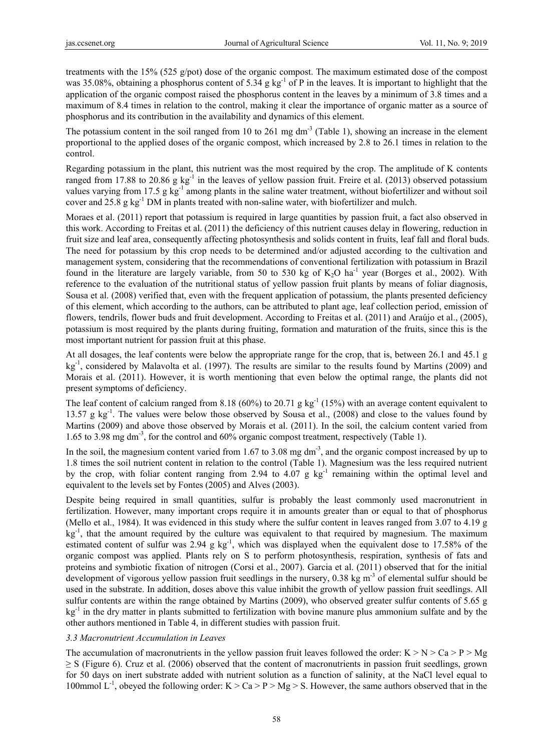treatments with the 15% (525 g/pot) dose of the organic compost. The maximum estimated dose of the compost was 35.08%, obtaining a phosphorus content of 5.34 g $kg^{-1}$ of P in the leaves. It is important to highlight that the application of the organic compost raised the phosphorus content in the leaves by a minimum of 3.8 times and a maximum of 8.4 times in relation to the control, making it clear the importance of organic matter as a source of phosphorus and its contribution in the availability and dynamics of this element.

The potassium content in the soil ranged from 10 to 261 mg $dm^{-3}$ (Table 1), showing an increase in the element proportional to the applied doses of the organic compost, which increased by 2.8 to 26.1 times in relation to the control.

Regarding potassium in the plant, this nutrient was the most required by the crop. The amplitude of K contents ranged from 17.88 to 20.86 g $kg^{-1}$ in the leaves of yellow passion fruit. Freire et al. (2013) observed potassium values varying from 17.5 g $kg^{-1}$ among plants in the saline water treatment, without biofertilizer and without soil cover and 25.8 g $kg^{-1}$ DM in plants treated with non-saline water, with biofertilizer and mulch.

Moraes et al. (2011) report that potassium is required in large quantities by passion fruit, a fact also observed in this work. According to Freitas et al. (2011) the deficiency of this nutrient causes delay in flowering, reduction in fruit size and leaf area, consequently affecting photosynthesis and solids content in fruits, leaf fall and floral buds. The need for potassium by this crop needs to be determined and/or adjusted according to the cultivation and management system, considering that the recommendations of conventional fertilization with potassium in Brazil found in the literature are largely variable, from 50 to 530 kg of $K_2O$ $ha^{-1}$ year (Borges et al., 2002). With reference to the evaluation of the nutritional status of yellow passion fruit plants by means of foliar diagnosis, Sousa et al. (2008) verified that, even with the frequent application of potassium, the plants presented deficiency of this element, which according to the authors, can be attributed to plant age, leaf collection period, emission of flowers, tendrils, flower buds and fruit development. According to Freitas et al. (2011) and Araújo et al., (2005), potassium is most required by the plants during fruiting, formation and maturation of the fruits, since this is the most important nutrient for passion fruit at this phase.

At all dosages, the leaf contents were below the appropriate range for the crop, that is, between 26.1 and 45.1 g $kg^{-1}$, considered by Malavolta et al. (1997). The results are similar to the results found by Martins (2009) and Morais et al. (2011). However, it is worth mentioning that even below the optimal range, the plants did not present symptoms of deficiency.

The leaf content of calcium ranged from 8.18 (60%) to 20.71 g $kg^{-1}$ (15%) with an average content equivalent to 13.57 g $kg^{-1}$. The values were below those observed by Sousa et al., (2008) and close to the values found by Martins (2009) and above those observed by Morais et al. (2011). In the soil, the calcium content varied from 1.65 to 3.98 mg $dm^{-3}$, for the control and 60% organic compost treatment, respectively (Table 1).

In the soil, the magnesium content varied from 1.67 to 3.08 mg $dm^{-3}$, and the organic compost increased by up to 1.8 times the soil nutrient content in relation to the control (Table 1). Magnesium was the less required nutrient by the crop, with foliar content ranging from 2.94 to 4.07 g $kg^{-1}$ remaining within the optimal level and equivalent to the levels set by Fontes (2005) and Alves (2003).

Despite being required in small quantities, sulfur is probably the least commonly used macronutrient in fertilization. However, many important crops require it in amounts greater than or equal to that of phosphorus (Mello et al., 1984). It was evidenced in this study where the sulfur content in leaves ranged from 3.07 to 4.19 g $kg^{-1}$, that the amount required by the culture was equivalent to that required by magnesium. The maximum estimated content of sulfur was 2.94 g $kg^{-1}$, which was displayed when the equivalent dose to 17.58% of the organic compost was applied. Plants rely on S to perform photosynthesis, respiration, synthesis of fats and proteins and symbiotic fixation of nitrogen (Corsi et al., 2007). Garcia et al. (2011) observed that for the initial development of vigorous yellow passion fruit seedlings in the nursery, 0.38 kg $m^{-3}$ of elemental sulfur should be used in the substrate. In addition, doses above this value inhibit the growth of yellow passion fruit seedlings. All sulfur contents are within the range obtained by Martins (2009), who observed greater sulfur contents of 5.65 g $kg^{-1}$ in the dry matter in plants submitted to fertilization with bovine manure plus ammonium sulfate and by the other authors mentioned in Table 4, in different studies with passion fruit.

### *3.3 Macronutrient Accumulation in Leaves*

The accumulation of macronutrients in the yellow passion fruit leaves followed the order: $K > N > Ca > P > Mg \geq S$ (Figure 6). Cruz et al. (2006) observed that the content of macronutrients in passion fruit seedlings, grown for 50 days on inert substrate added with nutrient solution as a function of salinity, at the NaCl level equal to 100mmol $L^{-1}$, obeyed the following order: $K > Ca > P > Mg > S$. However, the same authors observed that in the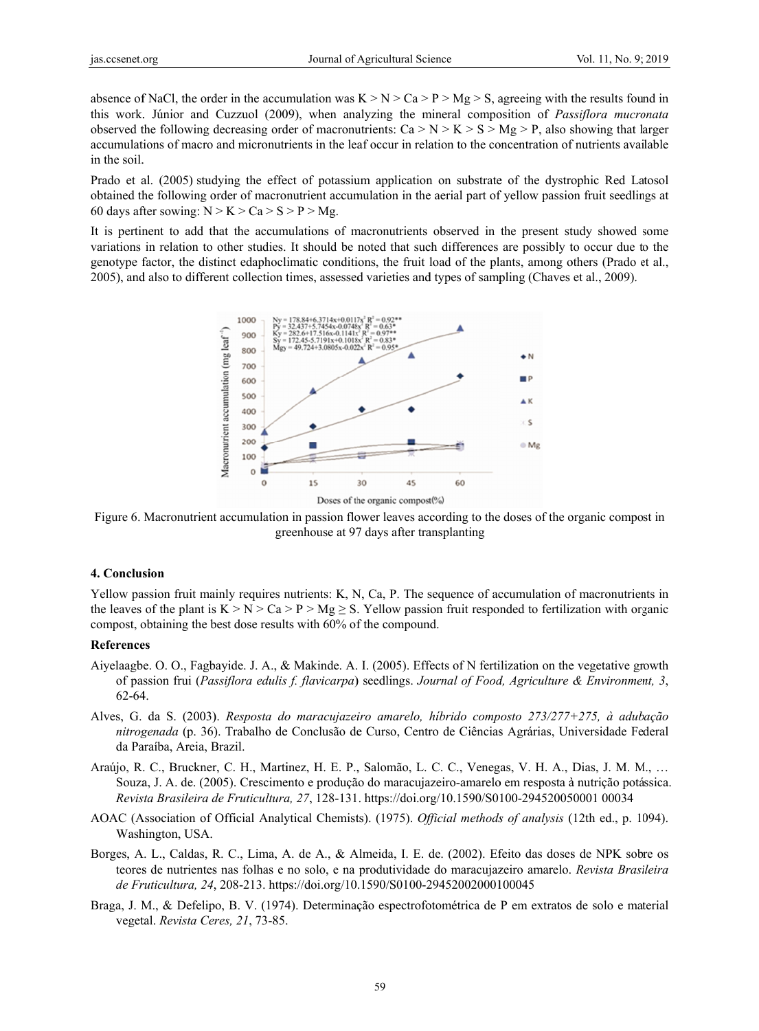absence of NaCl, the order in the accumulation was K > N > Ca > P > Mg > S, agreeing with the results found in this work. Júnior and Cuzzuol (2009), when analyzing the mineral composition of *Passiflora mucronata* observed the following decreasing order of macronutrients: Ca > N > K > S > Mg > P, also showing that larger accumulations of macro and micronutrients in the leaf occur in relation to the concentration of nutrients available in the soil.

Prado et al. (2005) studying the effect of potassium application on substrate of the dystrophic Red Latosol obtained the following order of macronutrient accumulation in the aerial part of yellow passion fruit seedlings at 60 days after sowing: N > K > Ca > S > P > Mg.

It is pertinent to add that the accumulations of macronutrients observed in the present study showed some variations in relation to other studies. It should be noted that such differences are possibly to occur due to the genotype factor, the distinct edaphoclimatic conditions, the fruit load of the plants, among others (Prado et al., 2005), and also to different collection times, assessed varieties and types of sampling (Chaves et al., 2009).

Figure 6. Macronutrient accumulation in passion flower leaves according to the doses of the organic compost in greenhouse at 97 days after transplanting

## 4. Conclusion

Yellow passion fruit mainly requires nutrients: K, N, Ca, P. The sequence of accumulation of macronutrients in the leaves of the plant is K > N > Ca > P > Mg ≥ S. Yellow passion fruit responded to fertilization with organic compost, obtaining the best dose results with 60% of the compound.

## References

Aiyelaagbe. O. O., Fagbayide. J. A., & Makinde. A. I. (2005). Effects of N fertilization on the vegetative growth of passion frui (*Passiflora edulis f. flavicarpa*) seedlings. *Journal of Food, Agriculture & Environment, 3*, 62-64.

Alves, G. da S. (2003). *Resposta do maracujazeiro amarelo, híbrido composto 273/277+275, à adubação nitrogenada* (p. 36). Trabalho de Conclusão de Curso, Centro de Ciências Agrárias, Universidade Federal da Paraíba, Areia, Brazil.

Araújo, R. C., Bruckner, C. H., Martinez, H. E. P., Salomão, L. C. C., Venegas, V. H. A., Dias, J. M. M., … Souza, J. A. de. (2005). Crescimento e produção do maracujazeiro-amarelo em resposta à nutrição potássica. *Revista Brasileira de Fruticultura, 27*, 128-131. https://doi.org/10.1590/S0100-294520050001 00034

AOAC (Association of Official Analytical Chemists). (1975). *Official methods of analysis* (12th ed., p. 1094). Washington, USA.

Borges, A. L., Caldas, R. C., Lima, A. de A., & Almeida, I. E. de. (2002). Efeito das doses de NPK sobre os teores de nutrientes nas folhas e no solo, e na produtividade do maracujazeiro amarelo. *Revista Brasileira de Fruticultura, 24*, 208-213. https://doi.org/10.1590/S0100-29452002000100045

Braga, J. M., & Defelipo, B. V. (1974). Determinação espectrofotométrica de P em extratos de solo e material vegetal. *Revista Ceres, 21*, 73-85.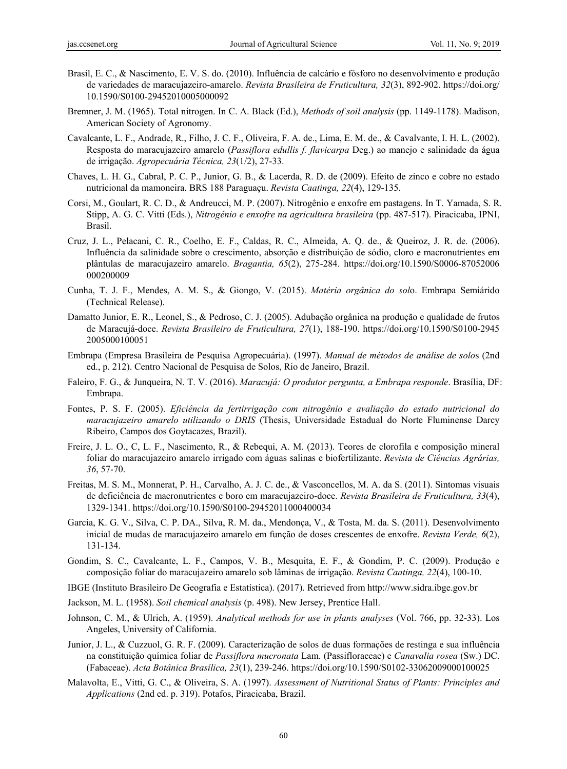Brasil, E. C., & Nascimento, E. V. S. do. (2010). Influência de calcário e fósforo no desenvolvimento e produção de variedades de maracujazeiro-amarelo. *Revista Brasileira de Fruticultura, 32*(3), 892-902. https://doi.org/10.1590/S0100-29452010005000092

Bremner, J. M. (1965). Total nitrogen. In C. A. Black (Ed.), *Methods of soil analysis* (pp. 1149-1178). Madison, American Society of Agronomy.

Cavalcante, L. F., Andrade, R., Filho, J. C. F., Oliveira, F. A. de., Lima, E. M. de., & Cavalvante, I. H. L. (2002). Resposta do maracujazeiro amarelo (*Passiflora edullis f. flavicarpa* Deg.) ao manejo e salinidade da água de irrigação. *Agropecuária Técnica, 23*(1/2), 27-33.

Chaves, L. H. G., Cabral, P. C. P., Junior, G. B., & Lacerda, R. D. de (2009). Efeito de zinco e cobre no estado nutricional da mamoneira. BRS 188 Paraguaçu. *Revista Caatinga, 22*(4), 129-135.

Corsi, M., Goulart, R. C. D., & Andreucci, M. P. (2007). Nitrogênio e enxofre em pastagens. In T. Yamada, S. R. Stipp, A. G. C. Vitti (Eds.), *Nitrogênio e enxofre na agricultura brasileira* (pp. 487-517). Piracicaba, IPNI, Brasil.

Cruz, J. L., Pelacani, C. R., Coelho, E. F., Caldas, R. C., Almeida, A. Q. de., & Queiroz, J. R. de. (2006). Influência da salinidade sobre o crescimento, absorção e distribuição de sódio, cloro e macronutrientes em plântulas de maracujazeiro amarelo. *Bragantia, 65*(2), 275-284. https://doi.org/10.1590/S0006-87052006000200009

Cunha, T. J. F., Mendes, A. M. S., & Giongo, V. (2015). *Matéria orgânica do solo*. Embrapa Semiárido (Technical Release).

Damatto Junior, E. R., Leonel, S., & Pedroso, C. J. (2005). Adubação orgânica na produção e qualidade de frutos de Maracujá-doce. *Revista Brasileiro de Fruticultura, 27*(1), 188-190. https://doi.org/10.1590/S0100-29452005000100051

Embrapa (Empresa Brasileira de Pesquisa Agropecuária). (1997). *Manual de métodos de análise de solos* (2nd ed., p. 212). Centro Nacional de Pesquisa de Solos, Rio de Janeiro, Brazil.

Faleiro, F. G., & Junqueira, N. T. V. (2016). *Maracujá: O produtor pergunta, a Embrapa responde*. Brasília, DF: Embrapa.

Fontes, P. S. F. (2005). *Eficiência da fertirrigação com nitrogênio e avaliação do estado nutricional do maracujazeiro amarelo utilizando o DRIS* (Thesis, Universidade Estadual do Norte Fluminense Darcy Ribeiro, Campos dos Goytacazes, Brazil).

Freire, J. L. O., C, L. F., Nascimento, R., & Rebequi, A. M. (2013). Teores de clorofila e composição mineral foliar do maracujazeiro amarelo irrigado com águas salinas e biofertilizante. *Revista de Ciências Agrárias, 36*, 57-70.

Freitas, M. S. M., Monnerat, P. H., Carvalho, A. J. C. de., & Vasconcellos, M. A. da S. (2011). Sintomas visuais de deficiência de macronutrientes e boro em maracujazeiro-doce. *Revista Brasileira de Fruticultura, 33*(4), 1329-1341. https://doi.org/10.1590/S0100-29452011000400034

Garcia, K. G. V., Silva, C. P. DA., Silva, R. M. da., Mendonça, V., & Tosta, M. da. S. (2011). Desenvolvimento inicial de mudas de maracujazeiro amarelo em função de doses crescentes de enxofre. *Revista Verde, 6*(2), 131-134.

Gondim, S. C., Cavalcante, L. F., Campos, V. B., Mesquita, E. F., & Gondim, P. C. (2009). Produção e composição foliar do maracujazeiro amarelo sob lâminas de irrigação. *Revista Caatinga, 22*(4), 100-10.

IBGE (Instituto Brasileiro De Geografia e Estatística). (2017). Retrieved from http://www.sidra.ibge.gov.br

Jackson, M. L. (1958). *Soil chemical analysis* (p. 498). New Jersey, Prentice Hall.

Johnson, C. M., & Ulrich, A. (1959). *Analytical methods for use in plants analyses* (Vol. 766, pp. 32-33). Los Angeles, University of California.

Junior, J. L., & Cuzzuol, G. R. F. (2009). Caracterização de solos de duas formações de restinga e sua influência na constituição química foliar de *Passiflora mucronata* Lam. (Passifloraceae) e *Canavalia rosea* (Sw.) DC. (Fabaceae). *Acta Botânica Brasílica, 23*(1), 239-246. https://doi.org/10.1590/S0102-33062009000100025

Malavolta, E., Vitti, G. C., & Oliveira, S. A. (1997). *Assessment of Nutritional Status of Plants: Principles and Applications* (2nd ed. p. 319). Potafos, Piracicaba, Brazil.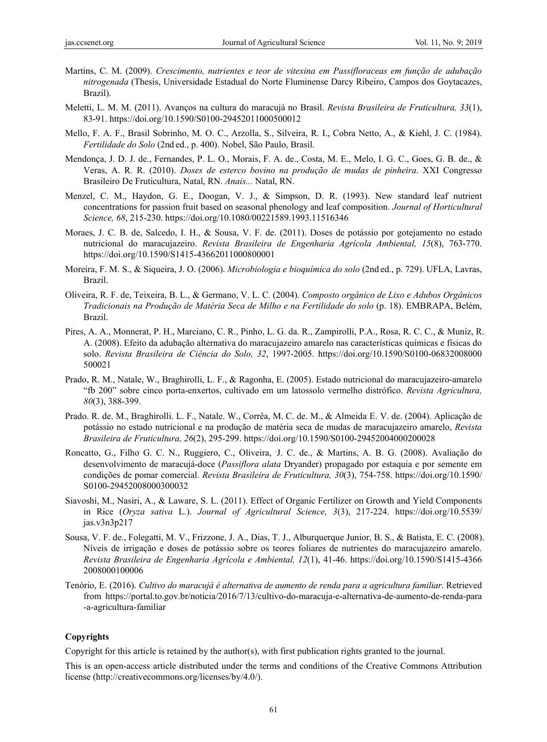Martins, C. M. (2009). *Crescimento, nutrientes e teor de vitexina em Passifloraceas em função de adubação nitrogenada* (Thesis, Universidade Estadual do Norte Fluminense Darcy Ribeiro, Campos dos Goytacazes, Brazil).

Meletti, L. M. M. (2011). Avanços na cultura do maracujá no Brasil. *Revista Brasileira de Fruticultura, 33*(1), 83-91. https://doi.org/10.1590/S0100-29452011000500012

Mello, F. A. F., Brasil Sobrinho, M. O. C., Arzolla, S., Silveira, R. I., Cobra Netto, A., & Kiehl, J. C. (1984). *Fertilidade do Solo* (2nd ed., p. 400). Nobel, São Paulo, Brasil.

Mendonça, J. D. J. de., Fernandes, P. L. O., Morais, F. A. de., Costa, M. E., Melo, I. G. C., Goes, G. B. de., & Veras, A. R. R. (2010). *Doses de esterco bovino na produção de mudas de pinheira*. XXI Congresso Brasileiro De Fruticultura, Natal, RN. *Anais...* Natal, RN.

Menzel, C. M., Haydon, G. E., Doogan, V. J., & Simpson, D. R. (1993). New standard leaf nutrient concentrations for passion fruit based on seasonal phenology and leaf composition. *Journal of Horticultural Science, 68*, 215-230. https://doi.org/10.1080/00221589.1993.11516346

Moraes, J. C. B. de, Salcedo, I. H., & Sousa, V. F. de. (2011). Doses de potássio por gotejamento no estado nutricional do maracujazeiro. *Revista Brasileira de Engenharia Agrícola Ambiental, 15*(8), 763-770. https://doi.org/10.1590/S1415-43662011000800001

Moreira, F. M. S., & Siqueira, J. O. (2006). *Microbiologia e bioquímica do solo* (2nd ed., p. 729). UFLA, Lavras, Brazil.

Oliveira, R. F. de, Teixeira, B. L., & Germano, V. L. C. (2004). *Composto orgânico de Lixo e Adubos Orgânicos Tradicionais na Produção de Matéria Seca de Milho e na Fertilidade do solo* (p. 18). EMBRAPA, Belém, Brazil.

Pires, A. A., Monnerat, P. H., Marciano, C. R., Pinho, L. G. da. R., Zampirolli, P.A., Rosa, R. C. C., & Muniz, R. A. (2008). Efeito da adubação alternativa do maracujazeiro amarelo nas características químicas e físicas do solo. *Revista Brasileira de Ciência do Solo, 32*, 1997-2005. https://doi.org/10.1590/S0100-06832008000500021

Prado, R. M., Natale, W., Braghirolli, L. F., & Ragonha, E. (2005). Estado nutricional do maracujazeiro-amarelo "fb 200" sobre cinco porta-enxertos, cultivado em um latossolo vermelho distrófico. *Revista Agricultura, 80*(3), 388-399.

Prado. R. de. M., Braghirolli. L. F., Natale. W., Corrêa, M. C. de. M., & Almeida. E. V. de. (2004). Aplicação de potássio no estado nutricional e na produção de matéria seca de mudas de maracujazeiro amarelo, *Revista Brasileira de Fruticultura, 26*(2), 295-299. https://doi.org/10.1590/S0100-29452004000200028

Roncatto, G., Filho. G. C. N., Ruggiero, C., Oliveira, .J. C. de., & Martins,. A. B. G. (2008). Avaliação do desenvolvimento de maracujá-doce (*Passiflora alata* Dryander) propagado por estaquia e por semente em condições de pomar comercial. *Revista Brasileira de Fruticultura, 30*(3), 754-758. https://doi.org/10.1590/S0100-29452008000300032

Siavoshi, M., Nasiri, A., & Laware, S. L. (2011). Effect of Organic Fertilizer on Growth and Yield Components in Rice (*Oryza sativa* L.). *Journal of Agricultural Science, 3*(3), 217-224. https://doi.org/10.5539/jas.v3n3p217

Sousa, V. F. de., Folegatti, M. V., Frizzone, J. A., Dias, T. J., Alburquerque Junior, B. S., & Batista, E. C. (2008). Níveis de irrigação e doses de potássio sobre os teores foliares de nutrientes do maracujazeiro amarelo. *Revista Brasileira de Engenharia Agrícola e Ambiental, 12*(1), 41-46. https://doi.org/10.1590/S1415-43662008000100006

Tenório, E. (2016). *Cultivo do maracujá é alternativa de aumento de renda para a agricultura familiar*. Retrieved from https://portal.to.gov.br/noticia/2016/7/13/cultivo-do-maracuja-e-alternativa-de-aumento-de-renda-para-a-agricultura-familiar

## Copyrights

Copyright for this article is retained by the author(s), with first publication rights granted to the journal.

This is an open-access article distributed under the terms and conditions of the Creative Commons Attribution license (http://creativecommons.org/licenses/by/4.0/).